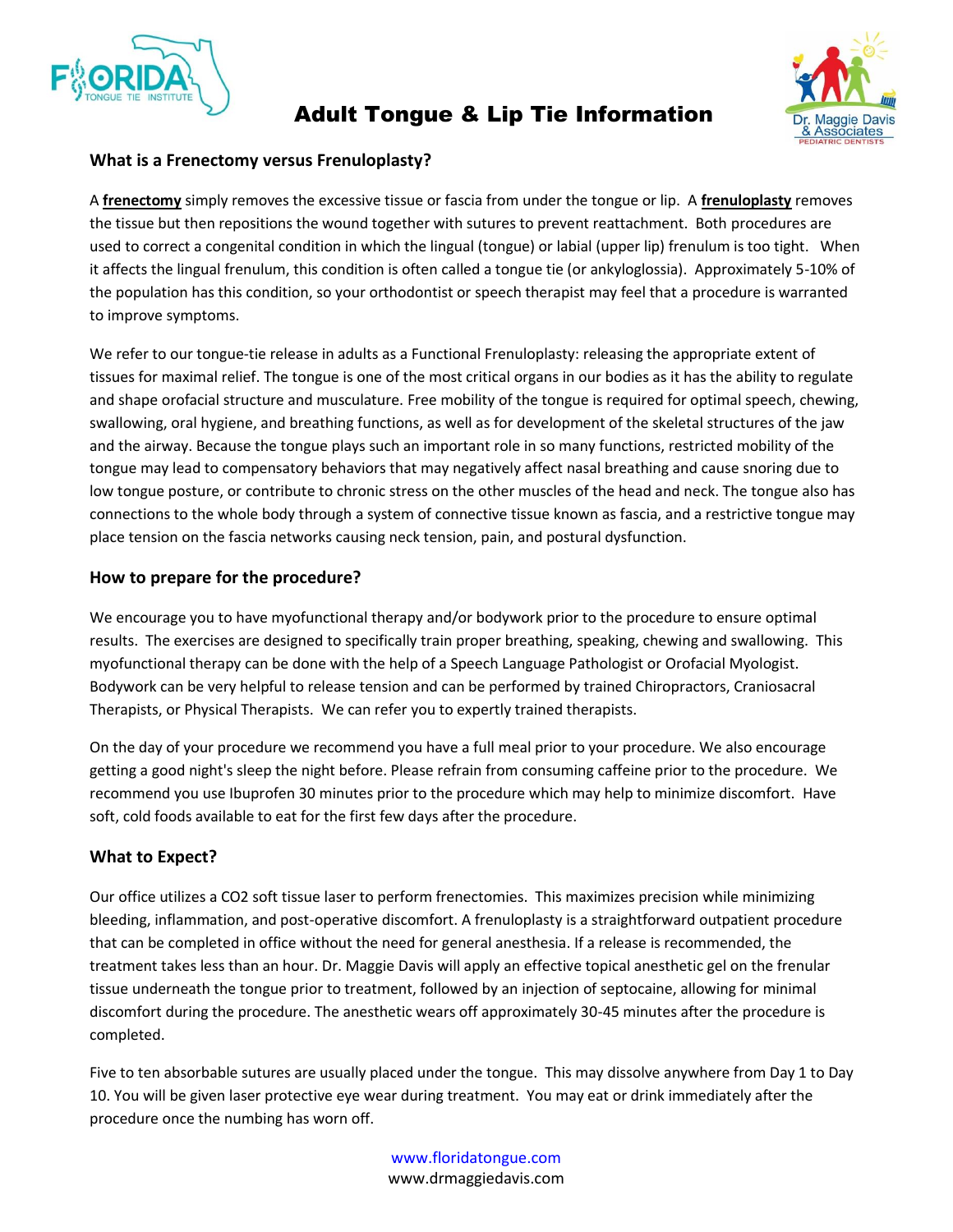# Adult Tongue & Lip Tie Information

## What is a Frenectomy versus Frenuloplasty?

A **frenectomy** simply removes the excessive tissue or fascia from under the tongue or lip. A **frenuloplasty** removes the tissue but then repositions the wound together with sutures to prevent reattachment. Both procedures are used to correct a congenital condition in which the lingual (tongue) or labial (upper lip) frenulum is too tight. When it affects the lingual frenulum, this condition is often called a tongue tie (or ankyloglossia). Approximately 5-10% of the population has this condition, so your orthodontist or speech therapist may feel that a procedure is warranted to improve symptoms.

We refer to our tongue-tie release in adults as a Functional Frenuloplasty: releasing the appropriate extent of tissues for maximal relief. The tongue is one of the most critical organs in our bodies as it has the ability to regulate and shape orofacial structure and musculature. Free mobility of the tongue is required for optimal speech, chewing, swallowing, oral hygiene, and breathing functions, as well as for development of the skeletal structures of the jaw and the airway. Because the tongue plays such an important role in so many functions, restricted mobility of the tongue may lead to compensatory behaviors that may negatively affect nasal breathing and cause snoring due to low tongue posture, or contribute to chronic stress on the other muscles of the head and neck. The tongue also has connections to the whole body through a system of connective tissue known as fascia, and a restrictive tongue may place tension on the fascia networks causing neck tension, pain, and postural dysfunction.

## How to prepare for the procedure?

We encourage you to have myofunctional therapy and/or bodywork prior to the procedure to ensure optimal results. The exercises are designed to specifically train proper breathing, speaking, chewing and swallowing. This myofunctional therapy can be done with the help of a Speech Language Pathologist or Orofacial Myologist. Bodywork can be very helpful to release tension and can be performed by trained Chiropractors, Craniosacral Therapists, or Physical Therapists. We can refer you to expertly trained therapists.

On the day of your procedure we recommend you have a full meal prior to your procedure. We also encourage getting a good night's sleep the night before. Please refrain from consuming caffeine prior to the procedure. We recommend you use Ibuprofen 30 minutes prior to the procedure which may help to minimize discomfort. Have soft, cold foods available to eat for the first few days after the procedure.

## What to Expect?

Our office utilizes a CO2 soft tissue laser to perform frenectomies. This maximizes precision while minimizing bleeding, inflammation, and post-operative discomfort. A frenuloplasty is a straightforward outpatient procedure that can be completed in office without the need for general anesthesia. If a release is recommended, the treatment takes less than an hour. Dr. Maggie Davis will apply an effective topical anesthetic gel on the frenular tissue underneath the tongue prior to treatment, followed by an injection of septocaine, allowing for minimal discomfort during the procedure. The anesthetic wears off approximately 30-45 minutes after the procedure is completed.

Five to ten absorbable sutures are usually placed under the tongue. This may dissolve anywhere from Day 1 to Day 10. You will be given laser protective eye wear during treatment. You may eat or drink immediately after the procedure once the numbing has worn off.

www.floridatongue.com
www.drmaggiedavis.com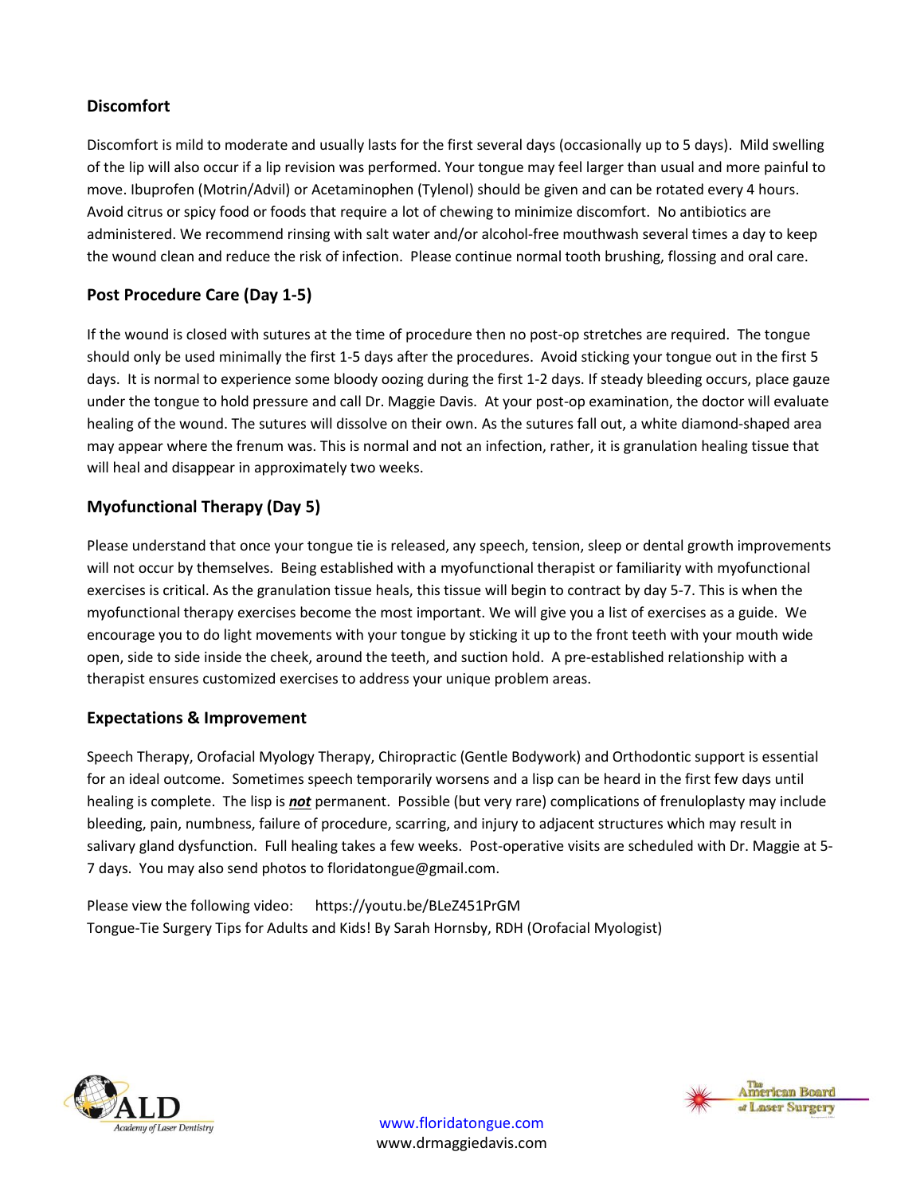## Discomfort

Discomfort is mild to moderate and usually lasts for the first several days (occasionally up to 5 days). Mild swelling of the lip will also occur if a lip revision was performed. Your tongue may feel larger than usual and more painful to move. Ibuprofen (Motrin/Advil) or Acetaminophen (Tylenol) should be given and can be rotated every 4 hours. Avoid citrus or spicy food or foods that require a lot of chewing to minimize discomfort. No antibiotics are administered. We recommend rinsing with salt water and/or alcohol-free mouthwash several times a day to keep the wound clean and reduce the risk of infection. Please continue normal tooth brushing, flossing and oral care.

## Post Procedure Care (Day 1-5)

If the wound is closed with sutures at the time of procedure then no post-op stretches are required. The tongue should only be used minimally the first 1-5 days after the procedures. Avoid sticking your tongue out in the first 5 days. It is normal to experience some bloody oozing during the first 1-2 days. If steady bleeding occurs, place gauze under the tongue to hold pressure and call Dr. Maggie Davis. At your post-op examination, the doctor will evaluate healing of the wound. The sutures will dissolve on their own. As the sutures fall out, a white diamond-shaped area may appear where the frenum was. This is normal and not an infection, rather, it is granulation healing tissue that will heal and disappear in approximately two weeks.

## Myofunctional Therapy (Day 5)

Please understand that once your tongue tie is released, any speech, tension, sleep or dental growth improvements will not occur by themselves. Being established with a myofunctional therapist or familiarity with myofunctional exercises is critical. As the granulation tissue heals, this tissue will begin to contract by day 5-7. This is when the myofunctional therapy exercises become the most important. We will give you a list of exercises as a guide. We encourage you to do light movements with your tongue by sticking it up to the front teeth with your mouth wide open, side to side inside the cheek, around the teeth, and suction hold. A pre-established relationship with a therapist ensures customized exercises to address your unique problem areas.

## Expectations & Improvement

Speech Therapy, Orofacial Myology Therapy, Chiropractic (Gentle Bodywork) and Orthodontic support is essential for an ideal outcome. Sometimes speech temporarily worsens and a lisp can be heard in the first few days until healing is complete. The lisp is ***not*** permanent. Possible (but very rare) complications of frenuloplasty may include bleeding, pain, numbness, failure of procedure, scarring, and injury to adjacent structures which may result in salivary gland dysfunction. Full healing takes a few weeks. Post-operative visits are scheduled with Dr. Maggie at 5-7 days. You may also send photos to floridatongue@gmail.com.

Please view the following video: https://youtu.be/BLeZ451PrGM
Tongue-Tie Surgery Tips for Adults and Kids! By Sarah Hornsby, RDH (Orofacial Myologist)

ALD Academy of Laser Dentistry

www.floridatongue.com
www.drmaggiedavis.com

The American Board of Laser Surgery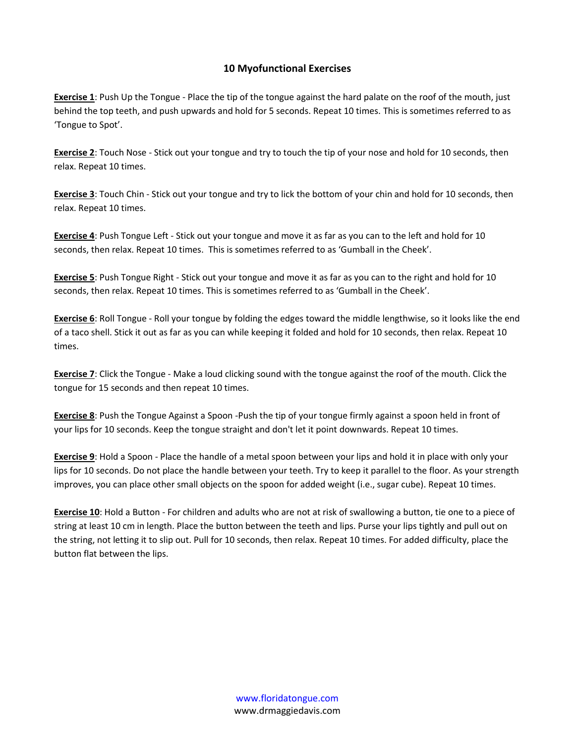# 10 Myofunctional Exercises

**Exercise 1**: Push Up the Tongue - Place the tip of the tongue against the hard palate on the roof of the mouth, just behind the top teeth, and push upwards and hold for 5 seconds. Repeat 10 times. This is sometimes referred to as 'Tongue to Spot'.

**Exercise 2**: Touch Nose - Stick out your tongue and try to touch the tip of your nose and hold for 10 seconds, then relax. Repeat 10 times.

**Exercise 3**: Touch Chin - Stick out your tongue and try to lick the bottom of your chin and hold for 10 seconds, then relax. Repeat 10 times.

**Exercise 4**: Push Tongue Left - Stick out your tongue and move it as far as you can to the left and hold for 10 seconds, then relax. Repeat 10 times. This is sometimes referred to as 'Gumball in the Cheek'.

**Exercise 5**: Push Tongue Right - Stick out your tongue and move it as far as you can to the right and hold for 10 seconds, then relax. Repeat 10 times. This is sometimes referred to as 'Gumball in the Cheek'.

**Exercise 6**: Roll Tongue - Roll your tongue by folding the edges toward the middle lengthwise, so it looks like the end of a taco shell. Stick it out as far as you can while keeping it folded and hold for 10 seconds, then relax. Repeat 10 times.

**Exercise 7**: Click the Tongue - Make a loud clicking sound with the tongue against the roof of the mouth. Click the tongue for 15 seconds and then repeat 10 times.

**Exercise 8**: Push the Tongue Against a Spoon -Push the tip of your tongue firmly against a spoon held in front of your lips for 10 seconds. Keep the tongue straight and don't let it point downwards. Repeat 10 times.

**Exercise 9**: Hold a Spoon - Place the handle of a metal spoon between your lips and hold it in place with only your lips for 10 seconds. Do not place the handle between your teeth. Try to keep it parallel to the floor. As your strength improves, you can place other small objects on the spoon for added weight (i.e., sugar cube). Repeat 10 times.

**Exercise 10**: Hold a Button - For children and adults who are not at risk of swallowing a button, tie one to a piece of string at least 10 cm in length. Place the button between the teeth and lips. Purse your lips tightly and pull out on the string, not letting it to slip out. Pull for 10 seconds, then relax. Repeat 10 times. For added difficulty, place the button flat between the lips.

www.floridatongue.com
www.drmaggiedavis.com